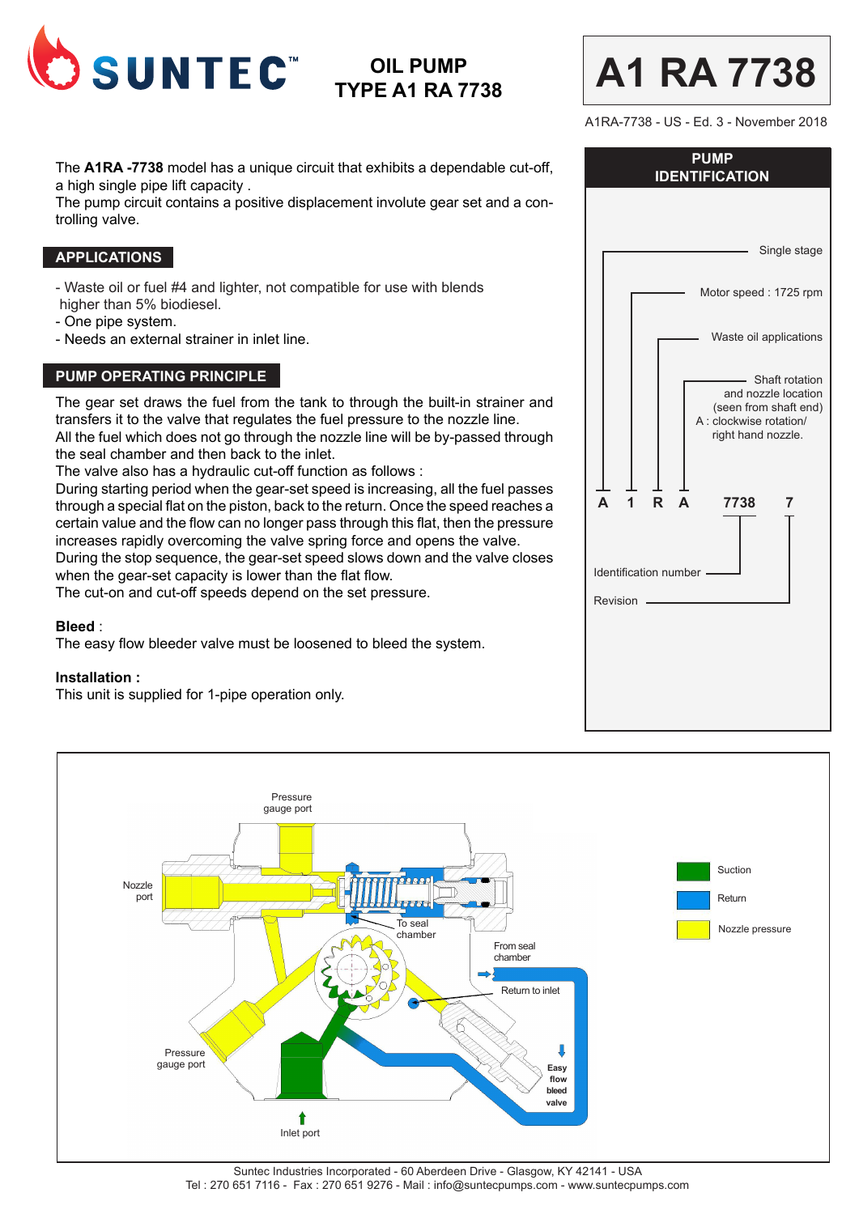# SUNTEC™

## OIL PUMP TYPE A1 RA 7738

# A1 RA 7738

A1RA-7738 - US - Ed. 3 - November 2018

The **A1RA -7738** model has a unique circuit that exhibits a dependable cut-off, a high single pipe lift capacity .
The pump circuit contains a positive displacement involute gear set and a controlling valve.

## APPLICATIONS

- Waste oil or fuel #4 and lighter, not compatible for use with blends higher than 5% biodiesel.
- One pipe system.
- Needs an external strainer in inlet line.

## PUMP OPERATING PRINCIPLE

The gear set draws the fuel from the tank to through the built-in strainer and transfers it to the valve that regulates the fuel pressure to the nozzle line.
All the fuel which does not go through the nozzle line will be by-passed through the seal chamber and then back to the inlet.
The valve also has a hydraulic cut-off function as follows :
During starting period when the gear-set speed is increasing, all the fuel passes through a special flat on the piston, back to the return. Once the speed reaches a certain value and the flow can no longer pass through this flat, then the pressure increases rapidly overcoming the valve spring force and opens the valve.
During the stop sequence, the gear-set speed slows down and the valve closes when the gear-set capacity is lower than the flat flow.
The cut-on and cut-off speeds depend on the set pressure.

**Bleed** :
The easy flow bleeder valve must be loosened to bleed the system.

**Installation :**
This unit is supplied for 1-pipe operation only.

## PUMP IDENTIFICATION

A 1 R A 7738 7

- A — Single stage
- 1 — Motor speed : 1725 rpm
- R — Waste oil applications
- A — Shaft rotation and nozzle location (seen from shaft end) A : clockwise rotation/ right hand nozzle.
- 7738 — Identification number
- 7 — Revision

Pressure gauge port · Nozzle port · To seal chamber · From seal chamber · Return to inlet · Pressure gauge port · Easy flow bleed valve · Inlet port

Suction · Return · Nozzle pressure

Suntec Industries Incorporated - 60 Aberdeen Drive - Glasgow, KY 42141 - USA
Tel : 270 651 7116 - Fax : 270 651 9276 - Mail : info@suntecpumps.com - www.suntecpumps.com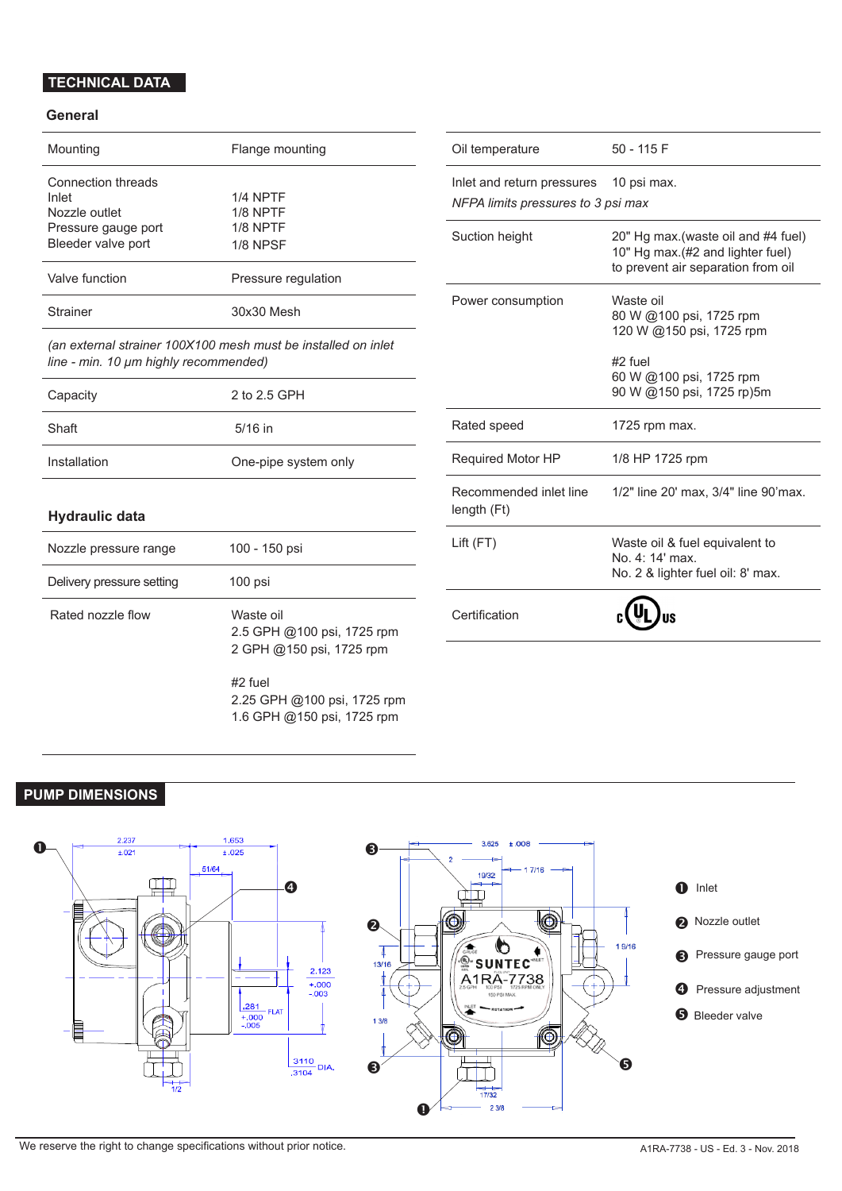## TECHNICAL DATA

### General

| | |
|---|---|
| Mounting | Flange mounting |
| Connection threads<br>Inlet<br>Nozzle outlet<br>Pressure gauge port<br>Bleeder valve port | <br>1/4 NPTF<br>1/8 NPTF<br>1/8 NPTF<br>1/8 NPSF |
| Valve function | Pressure regulation |
| Strainer | 30x30 Mesh |

*(an external strainer 100X100 mesh must be installed on inlet line - min. 10 µm highly recommended)*

| | |
|---|---|
| Capacity | 2 to 2.5 GPH |
| Shaft | 5/16 in |
| Installation | One-pipe system only |

### Hydraulic data

| | |
|---|---|
| Nozzle pressure range | 100 - 150 psi |
| Delivery pressure setting | 100 psi |
| Rated nozzle flow | Waste oil<br>2.5 GPH @100 psi, 1725 rpm<br>2 GPH @150 psi, 1725 rpm<br><br>#2 fuel<br>2.25 GPH @100 psi, 1725 rpm<br>1.6 GPH @150 psi, 1725 rpm |

| | |
|---|---|
| Oil temperature | 50 - 115 F |
| Inlet and return pressures<br>*NFPA limits pressures to 3 psi max* | 10 psi max. |
| Suction height | 20" Hg max.(waste oil and #4 fuel)<br>10" Hg max.(#2 and lighter fuel)<br>to prevent air separation from oil |
| Power consumption | Waste oil<br>80 W @100 psi, 1725 rpm<br>120 W @150 psi, 1725 rpm<br><br>#2 fuel<br>60 W @100 psi, 1725 rpm<br>90 W @150 psi, 1725 rp)5m |
| Rated speed | 1725 rpm max. |
| Required Motor HP | 1/8 HP 1725 rpm |
| Recommended inlet line length (Ft) | 1/2" line 20' max, 3/4" line 90'max. |
| Lift (FT) | Waste oil & fuel equivalent to<br>No. 4: 14' max.<br>No. 2 & lighter fuel oil: 8' max. |
| Certification | cULus |

## PUMP DIMENSIONS

2.237 ±.021
1.653 ±.025
51/64
2.123 +.000 -.003
.281 +.000 -.005 FLAT
3110 .3104 DIA.
1/2

3.625 ±.008
2
19/32
1 7/16
13/16
1 9/16
1 3/8
17/32
2 3/8

SUNTEC A1RA-7738

1. Inlet
2. Nozzle outlet
3. Pressure gauge port
4. Pressure adjustment
5. Bleeder valve

We reserve the right to change specifications without prior notice.

A1RA-7738 - US - Ed. 3 - Nov. 2018